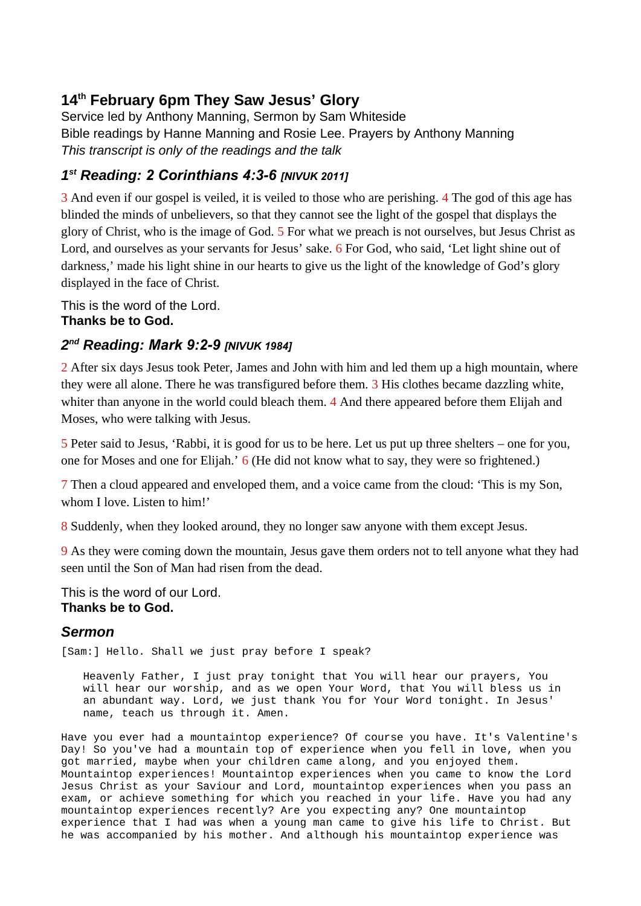## 14th February 6pm They Saw Jesus' Glory

Service led by Anthony Manning, Sermon by Sam Whiteside
Bible readings by Hanne Manning and Rosie Lee. Prayers by Anthony Manning
*This transcript is only of the readings and the talk*

### *1st Reading: 2 Corinthians 4:3-6 [NIVUK 2011]*

3 And even if our gospel is veiled, it is veiled to those who are perishing. 4 The god of this age has blinded the minds of unbelievers, so that they cannot see the light of the gospel that displays the glory of Christ, who is the image of God. 5 For what we preach is not ourselves, but Jesus Christ as Lord, and ourselves as your servants for Jesus' sake. 6 For God, who said, 'Let light shine out of darkness,' made his light shine in our hearts to give us the light of the knowledge of God's glory displayed in the face of Christ.

This is the word of the Lord.
**Thanks be to God.**

### *2nd Reading: Mark 9:2-9 [NIVUK 1984]*

2 After six days Jesus took Peter, James and John with him and led them up a high mountain, where they were all alone. There he was transfigured before them. 3 His clothes became dazzling white, whiter than anyone in the world could bleach them. 4 And there appeared before them Elijah and Moses, who were talking with Jesus.

5 Peter said to Jesus, 'Rabbi, it is good for us to be here. Let us put up three shelters – one for you, one for Moses and one for Elijah.' 6 (He did not know what to say, they were so frightened.)

7 Then a cloud appeared and enveloped them, and a voice came from the cloud: 'This is my Son, whom I love. Listen to him!'

8 Suddenly, when they looked around, they no longer saw anyone with them except Jesus.

9 As they were coming down the mountain, Jesus gave them orders not to tell anyone what they had seen until the Son of Man had risen from the dead.

This is the word of our Lord.
**Thanks be to God.**

### *Sermon*

[Sam:] Hello. Shall we just pray before I speak?

> Heavenly Father, I just pray tonight that You will hear our prayers, You will hear our worship, and as we open Your Word, that You will bless us in an abundant way. Lord, we just thank You for Your Word tonight. In Jesus' name, teach us through it. Amen.

Have you ever had a mountaintop experience? Of course you have. It's Valentine's Day! So you've had a mountain top of experience when you fell in love, when you got married, maybe when your children came along, and you enjoyed them. Mountaintop experiences! Mountaintop experiences when you came to know the Lord Jesus Christ as your Saviour and Lord, mountaintop experiences when you pass an exam, or achieve something for which you reached in your life. Have you had any mountaintop experiences recently? Are you expecting any? One mountaintop experience that I had was when a young man came to give his life to Christ. But he was accompanied by his mother. And although his mountaintop experience was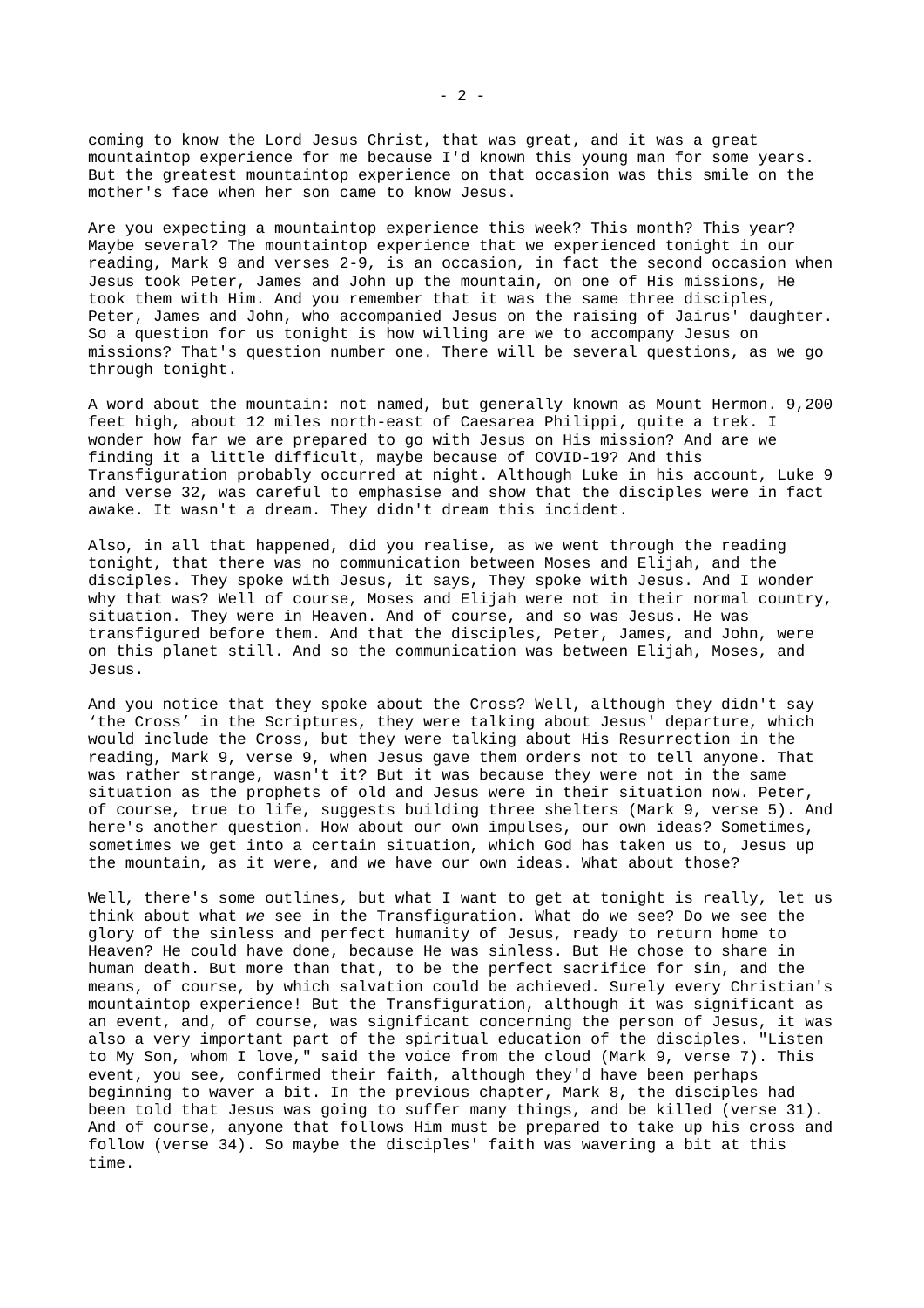coming to know the Lord Jesus Christ, that was great, and it was a great mountaintop experience for me because I'd known this young man for some years. But the greatest mountaintop experience on that occasion was this smile on the mother's face when her son came to know Jesus.

Are you expecting a mountaintop experience this week? This month? This year? Maybe several? The mountaintop experience that we experienced tonight in our reading, Mark 9 and verses 2-9, is an occasion, in fact the second occasion when Jesus took Peter, James and John up the mountain, on one of His missions, He took them with Him. And you remember that it was the same three disciples, Peter, James and John, who accompanied Jesus on the raising of Jairus' daughter. So a question for us tonight is how willing are we to accompany Jesus on missions? That's question number one. There will be several questions, as we go through tonight.

A word about the mountain: not named, but generally known as Mount Hermon. 9,200 feet high, about 12 miles north-east of Caesarea Philippi, quite a trek. I wonder how far we are prepared to go with Jesus on His mission? And are we finding it a little difficult, maybe because of COVID-19? And this Transfiguration probably occurred at night. Although Luke in his account, Luke 9 and verse 32, was careful to emphasise and show that the disciples were in fact awake. It wasn't a dream. They didn't dream this incident.

Also, in all that happened, did you realise, as we went through the reading tonight, that there was no communication between Moses and Elijah, and the disciples. They spoke with Jesus, it says, They spoke with Jesus. And I wonder why that was? Well of course, Moses and Elijah were not in their normal country, situation. They were in Heaven. And of course, and so was Jesus. He was transfigured before them. And that the disciples, Peter, James, and John, were on this planet still. And so the communication was between Elijah, Moses, and Jesus.

And you notice that they spoke about the Cross? Well, although they didn't say 'the Cross' in the Scriptures, they were talking about Jesus' departure, which would include the Cross, but they were talking about His Resurrection in the reading, Mark 9, verse 9, when Jesus gave them orders not to tell anyone. That was rather strange, wasn't it? But it was because they were not in the same situation as the prophets of old and Jesus were in their situation now. Peter, of course, true to life, suggests building three shelters (Mark 9, verse 5). And here's another question. How about our own impulses, our own ideas? Sometimes, sometimes we get into a certain situation, which God has taken us to, Jesus up the mountain, as it were, and we have our own ideas. What about those?

Well, there's some outlines, but what I want to get at tonight is really, let us think about what *we* see in the Transfiguration. What do we see? Do we see the glory of the sinless and perfect humanity of Jesus, ready to return home to Heaven? He could have done, because He was sinless. But He chose to share in human death. But more than that, to be the perfect sacrifice for sin, and the means, of course, by which salvation could be achieved. Surely every Christian's mountaintop experience! But the Transfiguration, although it was significant as an event, and, of course, was significant concerning the person of Jesus, it was also a very important part of the spiritual education of the disciples. "Listen to My Son, whom I love," said the voice from the cloud (Mark 9, verse 7). This event, you see, confirmed their faith, although they'd have been perhaps beginning to waver a bit. In the previous chapter, Mark 8, the disciples had been told that Jesus was going to suffer many things, and be killed (verse 31). And of course, anyone that follows Him must be prepared to take up his cross and follow (verse 34). So maybe the disciples' faith was wavering a bit at this time.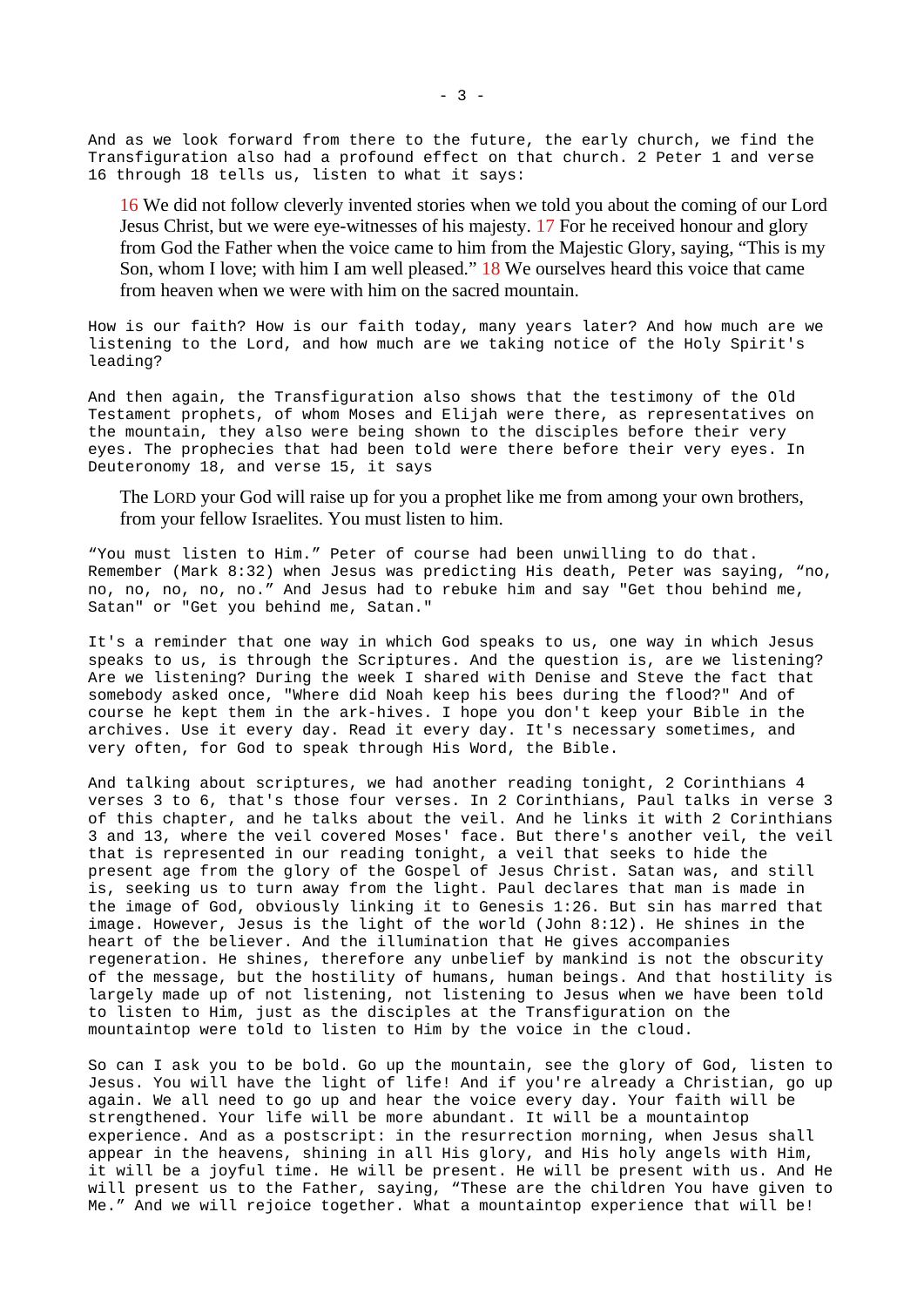And as we look forward from there to the future, the early church, we find the Transfiguration also had a profound effect on that church. 2 Peter 1 and verse 16 through 18 tells us, listen to what it says:

> 16 We did not follow cleverly invented stories when we told you about the coming of our Lord Jesus Christ, but we were eye-witnesses of his majesty. 17 For he received honour and glory from God the Father when the voice came to him from the Majestic Glory, saying, “This is my Son, whom I love; with him I am well pleased.” 18 We ourselves heard this voice that came from heaven when we were with him on the sacred mountain.

How is our faith? How is our faith today, many years later? And how much are we listening to the Lord, and how much are we taking notice of the Holy Spirit's leading?

And then again, the Transfiguration also shows that the testimony of the Old Testament prophets, of whom Moses and Elijah were there, as representatives on the mountain, they also were being shown to the disciples before their very eyes. The prophecies that had been told were there before their very eyes. In Deuteronomy 18, and verse 15, it says

> The LORD your God will raise up for you a prophet like me from among your own brothers, from your fellow Israelites. You must listen to him.

“You must listen to Him.” Peter of course had been unwilling to do that. Remember (Mark 8:32) when Jesus was predicting His death, Peter was saying, “no, no, no, no, no, no.” And Jesus had to rebuke him and say "Get thou behind me, Satan" or "Get you behind me, Satan."

It's a reminder that one way in which God speaks to us, one way in which Jesus speaks to us, is through the Scriptures. And the question is, are we listening? Are we listening? During the week I shared with Denise and Steve the fact that somebody asked once, "Where did Noah keep his bees during the flood?" And of course he kept them in the ark-hives. I hope you don't keep your Bible in the archives. Use it every day. Read it every day. It's necessary sometimes, and very often, for God to speak through His Word, the Bible.

And talking about scriptures, we had another reading tonight, 2 Corinthians 4 verses 3 to 6, that's those four verses. In 2 Corinthians, Paul talks in verse 3 of this chapter, and he talks about the veil. And he links it with 2 Corinthians 3 and 13, where the veil covered Moses' face. But there's another veil, the veil that is represented in our reading tonight, a veil that seeks to hide the present age from the glory of the Gospel of Jesus Christ. Satan was, and still is, seeking us to turn away from the light. Paul declares that man is made in the image of God, obviously linking it to Genesis 1:26. But sin has marred that image. However, Jesus is the light of the world (John 8:12). He shines in the heart of the believer. And the illumination that He gives accompanies regeneration. He shines, therefore any unbelief by mankind is not the obscurity of the message, but the hostility of humans, human beings. And that hostility is largely made up of not listening, not listening to Jesus when we have been told to listen to Him, just as the disciples at the Transfiguration on the mountaintop were told to listen to Him by the voice in the cloud.

So can I ask you to be bold. Go up the mountain, see the glory of God, listen to Jesus. You will have the light of life! And if you're already a Christian, go up again. We all need to go up and hear the voice every day. Your faith will be strengthened. Your life will be more abundant. It will be a mountaintop experience. And as a postscript: in the resurrection morning, when Jesus shall appear in the heavens, shining in all His glory, and His holy angels with Him, it will be a joyful time. He will be present. He will be present with us. And He will present us to the Father, saying, “These are the children You have given to Me.” And we will rejoice together. What a mountaintop experience that will be!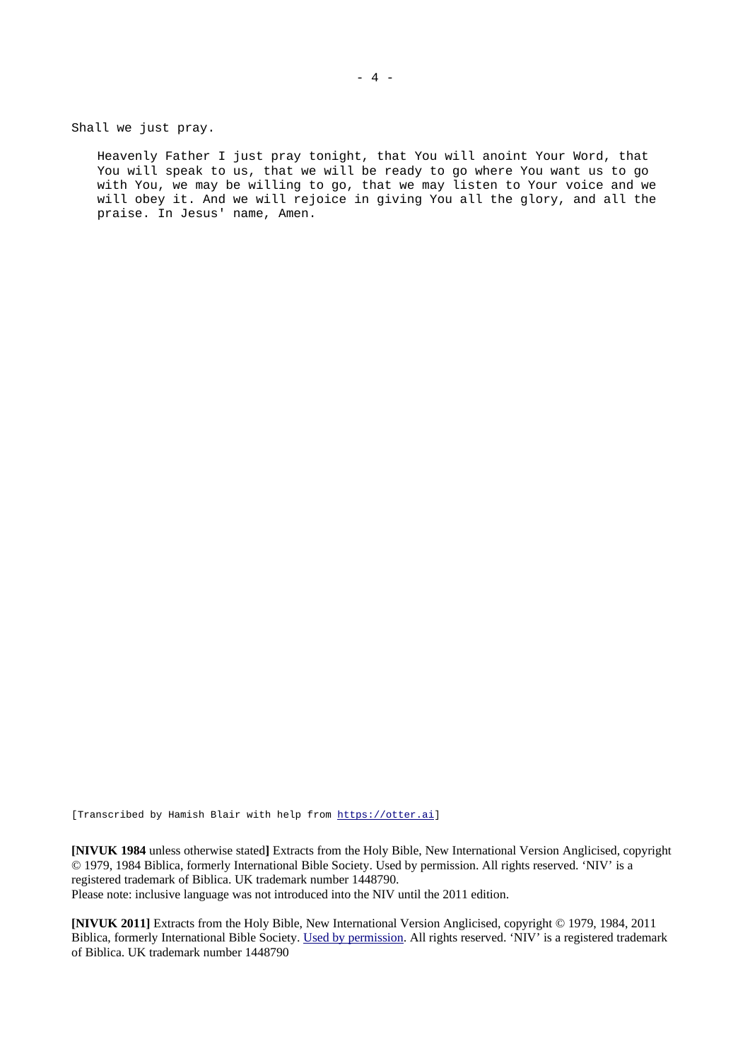Shall we just pray.

> Heavenly Father I just pray tonight, that You will anoint Your Word, that You will speak to us, that we will be ready to go where You want us to go with You, we may be willing to go, that we may listen to Your voice and we will obey it. And we will rejoice in giving You all the glory, and all the praise. In Jesus' name, Amen.

[Transcribed by Hamish Blair with help from https://otter.ai]

**[NIVUK 1984** unless otherwise stated**]** Extracts from the Holy Bible, New International Version Anglicised, copyright © 1979, 1984 Biblica, formerly International Bible Society. Used by permission. All rights reserved. 'NIV' is a registered trademark of Biblica. UK trademark number 1448790.
Please note: inclusive language was not introduced into the NIV until the 2011 edition.

**[NIVUK 2011]** Extracts from the Holy Bible, New International Version Anglicised, copyright © 1979, 1984, 2011 Biblica, formerly International Bible Society. Used by permission. All rights reserved. 'NIV' is a registered trademark of Biblica. UK trademark number 1448790